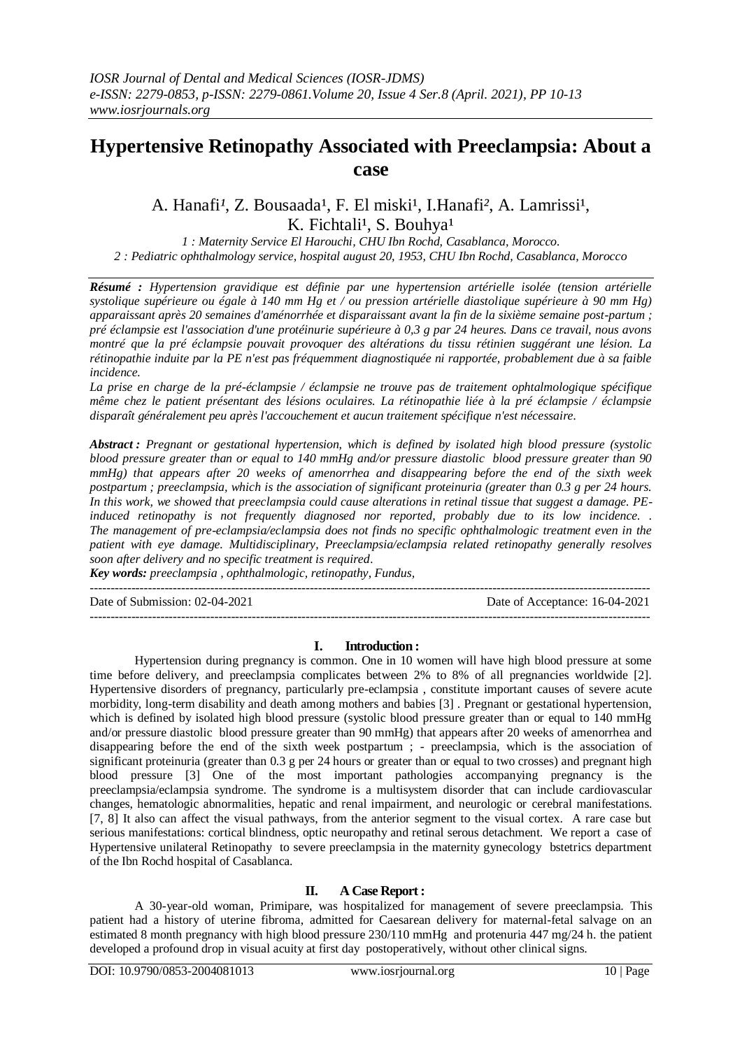# Hypertensive Retinopathy Associated with Preeclampsia: About a case

A. Hanafi[1], Z. Bousaada[1], F. El miski[1], I.Hanafi[2], A. Lamrissi[1], K. Fichtali[1], S. Bouhya[1]

*1 : Maternity Service El Harouchi, CHU Ibn Rochd, Casablanca, Morocco.*
*2 : Pediatric ophthalmology service, hospital august 20, 1953, CHU Ibn Rochd, Casablanca, Morocco*

***Résumé :*** *Hypertension gravidique est définie par une hypertension artérielle isolée (tension artérielle systolique supérieure ou égale à 140 mm Hg et / ou pression artérielle diastolique supérieure à 90 mm Hg) apparaissant après 20 semaines d'aménorrhée et disparaissant avant la fin de la sixième semaine post-partum ; pré éclampsie est l'association d'une protéinurie supérieure à 0,3 g par 24 heures. Dans ce travail, nous avons montré que la pré éclampsie pouvait provoquer des altérations du tissu rétinien suggérant une lésion. La rétinopathie induite par la PE n'est pas fréquemment diagnostiquée ni rapportée, probablement due à sa faible incidence.*

*La prise en charge de la pré-éclampsie / éclampsie ne trouve pas de traitement ophtalmologique spécifique même chez le patient présentant des lésions oculaires. La rétinopathie liée à la pré éclampsie / éclampsie disparaît généralement peu après l'accouchement et aucun traitement spécifique n'est nécessaire.*

***Abstract :*** *Pregnant or gestational hypertension, which is defined by isolated high blood pressure (systolic blood pressure greater than or equal to 140 mmHg and/or pressure diastolic blood pressure greater than 90 mmHg) that appears after 20 weeks of amenorrhea and disappearing before the end of the sixth week postpartum ; preeclampsia, which is the association of significant proteinuria (greater than 0.3 g per 24 hours. In this work, we showed that preeclampsia could cause alterations in retinal tissue that suggest a damage. PE-induced retinopathy is not frequently diagnosed nor reported, probably due to its low incidence. . The management of pre-eclampsia/eclampsia does not finds no specific ophthalmologic treatment even in the patient with eye damage. Multidisciplinary, Preeclampsia/eclampsia related retinopathy generally resolves soon after delivery and no specific treatment is required.*

***Key words:*** *preeclampsia , ophthalmologic, retinopathy, Fundus,*

Date of Submission: 02-04-2021 Date of Acceptance: 16-04-2021

## I. Introduction :

Hypertension during pregnancy is common. One in 10 women will have high blood pressure at some time before delivery, and preeclampsia complicates between 2% to 8% of all pregnancies worldwide [2]. Hypertensive disorders of pregnancy, particularly pre-eclampsia , constitute important causes of severe acute morbidity, long-term disability and death among mothers and babies [3] . Pregnant or gestational hypertension, which is defined by isolated high blood pressure (systolic blood pressure greater than or equal to 140 mmHg and/or pressure diastolic blood pressure greater than 90 mmHg) that appears after 20 weeks of amenorrhea and disappearing before the end of the sixth week postpartum ; - preeclampsia, which is the association of significant proteinuria (greater than 0.3 g per 24 hours or greater than or equal to two crosses) and pregnant high blood pressure [3] One of the most important pathologies accompanying pregnancy is the preeclampsia/eclampsia syndrome. The syndrome is a multisystem disorder that can include cardiovascular changes, hematologic abnormalities, hepatic and renal impairment, and neurologic or cerebral manifestations. [7, 8] It also can affect the visual pathways, from the anterior segment to the visual cortex. A rare case but serious manifestations: cortical blindness, optic neuropathy and retinal serous detachment. We report a case of Hypertensive unilateral Retinopathy to severe preeclampsia in the maternity gynecology bstetrics department of the Ibn Rochd hospital of Casablanca.

## II. A Case Report :

A 30-year-old woman, Primipare, was hospitalized for management of severe preeclampsia. This patient had a history of uterine fibroma, admitted for Caesarean delivery for maternal-fetal salvage on an estimated 8 month pregnancy with high blood pressure 230/110 mmHg and protenuria 447 mg/24 h. the patient developed a profound drop in visual acuity at first day postoperatively, without other clinical signs.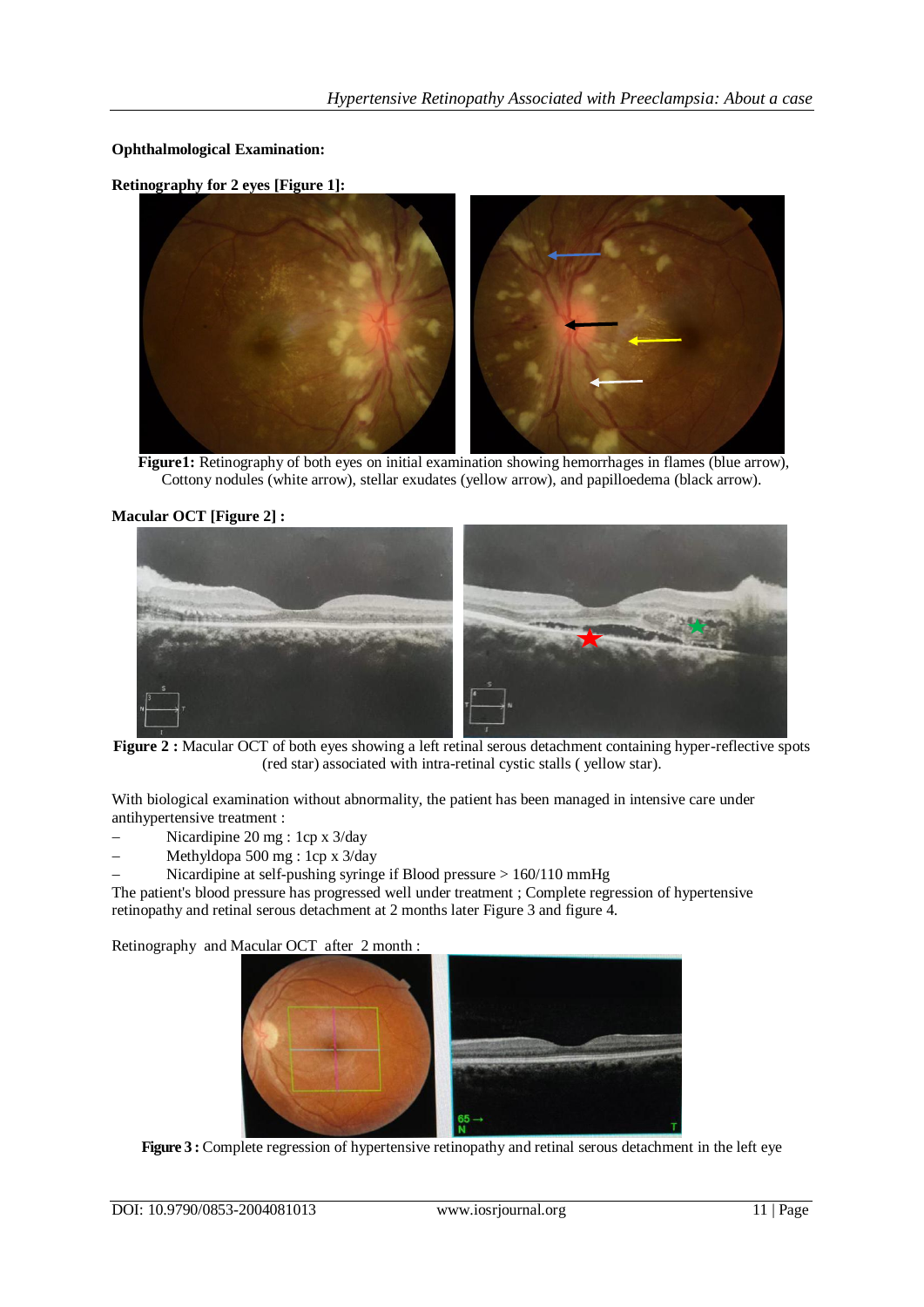**Ophthalmological Examination:**

**Retinography for 2 eyes [Figure 1]:**

**Figure1:** Retinography of both eyes on initial examination showing hemorrhages in flames (blue arrow), Cottony nodules (white arrow), stellar exudates (yellow arrow), and papilloedema (black arrow).

**Macular OCT [Figure 2] :**

**Figure 2 :** Macular OCT of both eyes showing a left retinal serous detachment containing hyper-reflective spots (red star) associated with intra-retinal cystic stalls ( yellow star).

With biological examination without abnormality, the patient has been managed in intensive care under antihypertensive treatment :

- Nicardipine 20 mg : 1cp x 3/day
- Methyldopa 500 mg : 1cp x 3/day
- Nicardipine at self-pushing syringe if Blood pressure > 160/110 mmHg

The patient's blood pressure has progressed well under treatment ; Complete regression of hypertensive retinopathy and retinal serous detachment at 2 months later Figure 3 and figure 4.

Retinography and Macular OCT after 2 month :

**Figure 3 :** Complete regression of hypertensive retinopathy and retinal serous detachment in the left eye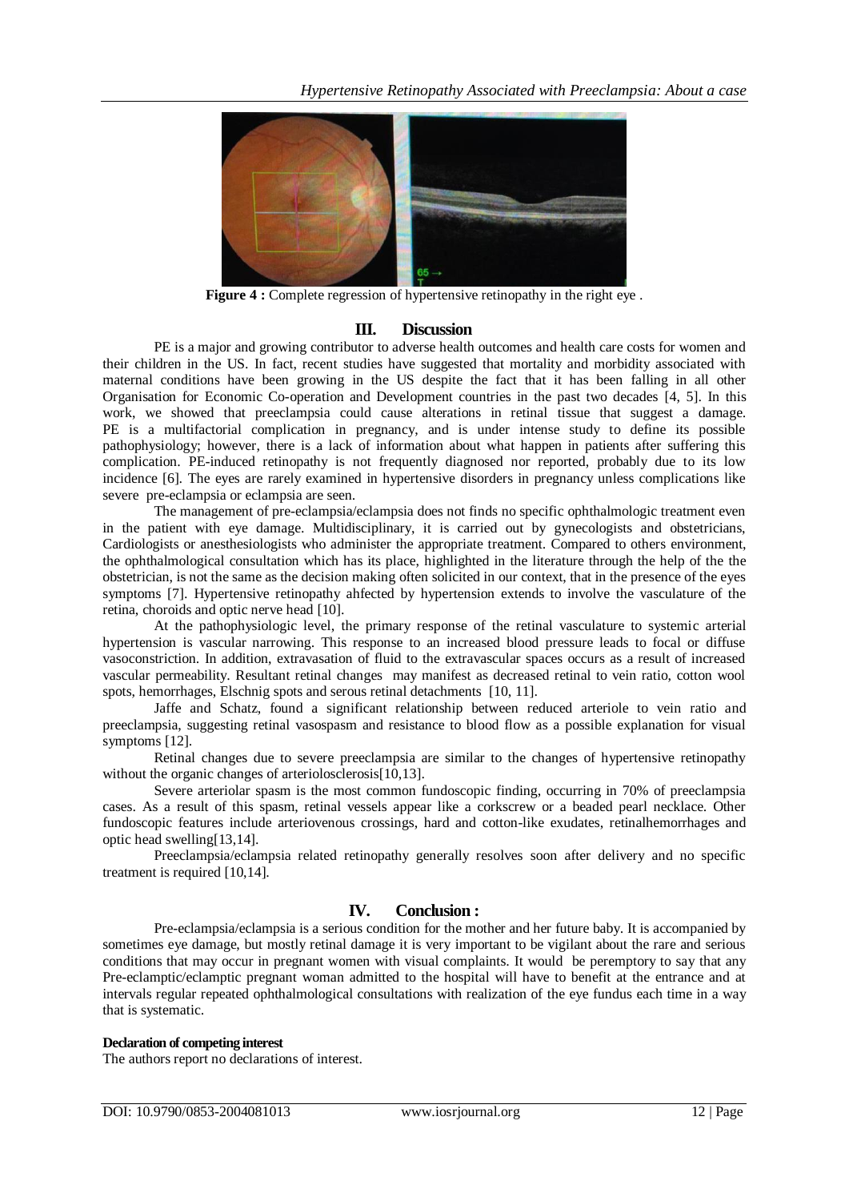**Figure 4 :** Complete regression of hypertensive retinopathy in the right eye .

## III. Discussion

PE is a major and growing contributor to adverse health outcomes and health care costs for women and their children in the US. In fact, recent studies have suggested that mortality and morbidity associated with maternal conditions have been growing in the US despite the fact that it has been falling in all other Organisation for Economic Co-operation and Development countries in the past two decades [4, 5]. In this work, we showed that preeclampsia could cause alterations in retinal tissue that suggest a damage. PE is a multifactorial complication in pregnancy, and is under intense study to define its possible pathophysiology; however, there is a lack of information about what happen in patients after suffering this complication. PE-induced retinopathy is not frequently diagnosed nor reported, probably due to its low incidence [6]. The eyes are rarely examined in hypertensive disorders in pregnancy unless complications like severe pre-eclampsia or eclampsia are seen.

The management of pre-eclampsia/eclampsia does not finds no specific ophthalmologic treatment even in the patient with eye damage. Multidisciplinary, it is carried out by gynecologists and obstetricians, Cardiologists or anesthesiologists who administer the appropriate treatment. Compared to others environment, the ophthalmological consultation which has its place, highlighted in the literature through the help of the the obstetrician, is not the same as the decision making often solicited in our context, that in the presence of the eyes symptoms [7]. Hypertensive retinopathy ahfected by hypertension extends to involve the vasculature of the retina, choroids and optic nerve head [10].

At the pathophysiologic level, the primary response of the retinal vasculature to systemic arterial hypertension is vascular narrowing. This response to an increased blood pressure leads to focal or diffuse vasoconstriction. In addition, extravasation of fluid to the extravascular spaces occurs as a result of increased vascular permeability. Resultant retinal changes may manifest as decreased retinal to vein ratio, cotton wool spots, hemorrhages, Elschnig spots and serous retinal detachments [10, 11].

Jaffe and Schatz, found a significant relationship between reduced arteriole to vein ratio and preeclampsia, suggesting retinal vasospasm and resistance to blood flow as a possible explanation for visual symptoms [12].

Retinal changes due to severe preeclampsia are similar to the changes of hypertensive retinopathy without the organic changes of arteriolosclerosis[10,13].

Severe arteriolar spasm is the most common fundoscopic finding, occurring in 70% of preeclampsia cases. As a result of this spasm, retinal vessels appear like a corkscrew or a beaded pearl necklace. Other fundoscopic features include arteriovenous crossings, hard and cotton-like exudates, retinalhemorrhages and optic head swelling[13,14].

Preeclampsia/eclampsia related retinopathy generally resolves soon after delivery and no specific treatment is required [10,14].

## IV. Conclusion :

Pre-eclampsia/eclampsia is a serious condition for the mother and her future baby. It is accompanied by sometimes eye damage, but mostly retinal damage it is very important to be vigilant about the rare and serious conditions that may occur in pregnant women with visual complaints. It would be peremptory to say that any Pre-eclamptic/eclamptic pregnant woman admitted to the hospital will have to benefit at the entrance and at intervals regular repeated ophthalmological consultations with realization of the eye fundus each time in a way that is systematic.

**Declaration of competing interest**

The authors report no declarations of interest.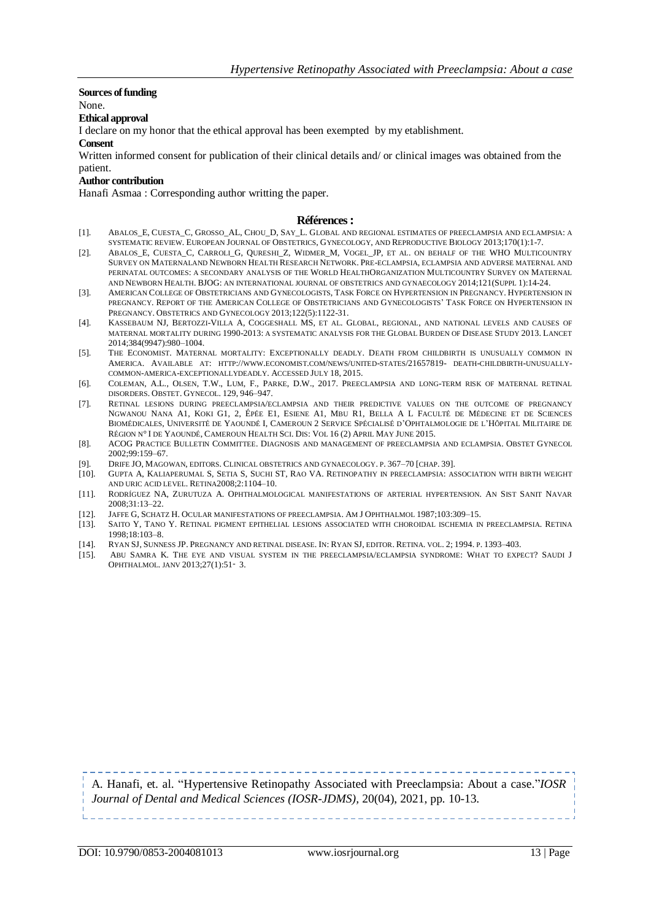**Sources of funding**

None.

**Ethical approval**

I declare on my honor that the ethical approval has been exempted by my etablishment.

**Consent**

Written informed consent for publication of their clinical details and/ or clinical images was obtained from the patient.

**Author contribution**

Hanafi Asmaa : Corresponding author writting the paper.

## Références :

[1]. ABALOS_E, CUESTA_C, GROSSO_AL, CHOU_D, SAY_L. GLOBAL AND REGIONAL ESTIMATES OF PREECLAMPSIA AND ECLAMPSIA: A SYSTEMATIC REVIEW. EUROPEAN JOURNAL OF OBSTETRICS, GYNECOLOGY, AND REPRODUCTIVE BIOLOGY 2013;170(1):1-7.

[2]. ABALOS_E, CUESTA_C, CARROLI_G, QURESHI_Z, WIDMER_M, VOGEL_JP, ET AL. ON BEHALF OF THE WHO MULTICOUNTRY SURVEY ON MATERNALAND NEWBORN HEALTH RESEARCH NETWORK. PRE-ECLAMPSIA, ECLAMPSIA AND ADVERSE MATERNAL AND PERINATAL OUTCOMES: A SECONDARY ANALYSIS OF THE WORLD HEALTHORGANIZATION MULTICOUNTRY SURVEY ON MATERNAL AND NEWBORN HEALTH. BJOG: AN INTERNATIONAL JOURNAL OF OBSTETRICS AND GYNAECOLOGY 2014;121(SUPPL 1):14-24.

[3]. AMERICAN COLLEGE OF OBSTETRICIANS AND GYNECOLOGISTS, TASK FORCE ON HYPERTENSION IN PREGNANCY. HYPERTENSION IN PREGNANCY. REPORT OF THE AMERICAN COLLEGE OF OBSTETRICIANS AND GYNECOLOGISTS' TASK FORCE ON HYPERTENSION IN PREGNANCY. OBSTETRICS AND GYNECOLOGY 2013;122(5):1122-31.

[4]. KASSEBAUM NJ, BERTOZZI-VILLA A, COGGESHALL MS, ET AL. GLOBAL, REGIONAL, AND NATIONAL LEVELS AND CAUSES OF MATERNAL MORTALITY DURING 1990-2013: A SYSTEMATIC ANALYSIS FOR THE GLOBAL BURDEN OF DISEASE STUDY 2013. LANCET 2014;384(9947):980–1004.

[5]. THE ECONOMIST. MATERNAL MORTALITY: EXCEPTIONALLY DEADLY. DEATH FROM CHILDBIRTH IS UNUSUALLY COMMON IN AMERICA. AVAILABLE AT: HTTP://WWW.ECONOMIST.COM/NEWS/UNITED-STATES/21657819- DEATH-CHILDBIRTH-UNUSUALLY-COMMON-AMERICA-EXCEPTIONALLYDEADLY. ACCESSED JULY 18, 2015.

[6]. COLEMAN, A.L., OLSEN, T.W., LUM, F., PARKE, D.W., 2017. PREECLAMPSIA AND LONG-TERM RISK OF MATERNAL RETINAL DISORDERS. OBSTET. GYNECOL. 129, 946–947.

[7]. RETINAL LESIONS DURING PREECLAMPSIA/ECLAMPSIA AND THEIR PREDICTIVE VALUES ON THE OUTCOME OF PREGNANCY NGWANOU NANA A1, KOKI G1, 2, ÉPÉE E1, ESIENE A1, MBU R1, BELLA A L FACULTÉ DE MÉDECINE ET DE SCIENCES BIOMÉDICALES, UNIVERSITÉ DE YAOUNDÉ I, CAMEROUN 2 SERVICE SPÉCIALISÉ D'OPHTALMOLOGIE DE L'HÔPITAL MILITAIRE DE RÉGION N° I DE YAOUNDÉ, CAMEROUN HEALTH SCI. DIS: VOL 16 (2) APRIL MAY JUNE 2015.

[8]. ACOG PRACTICE BULLETIN COMMITTEE. DIAGNOSIS AND MANAGEMENT OF PREECLAMPSIA AND ECLAMPSIA. OBSTET GYNECOL 2002;99:159–67.

[9]. DRIFE JO, MAGOWAN, EDITORS. CLINICAL OBSTETRICS AND GYNAECOLOGY. P. 367–70 [CHAP. 39].

[10]. GUPTA A, KALIAPERUMAL S, SETIA S, SUCHI ST, RAO VA. RETINOPATHY IN PREECLAMPSIA: ASSOCIATION WITH BIRTH WEIGHT AND URIC ACID LEVEL. RETINA2008;2:1104–10.

[11]. RODRÍGUEZ NA, ZURUTUZA A. OPHTHALMOLOGICAL MANIFESTATIONS OF ARTERIAL HYPERTENSION. AN SIST SANIT NAVAR 2008;31:13–22.

[12]. JAFFE G, SCHATZ H. OCULAR MANIFESTATIONS OF PREECLAMPSIA. AM J OPHTHALMOL 1987;103:309–15.

[13]. SAITO Y, TANO Y. RETINAL PIGMENT EPITHELIAL LESIONS ASSOCIATED WITH CHOROIDAL ISCHEMIA IN PREECLAMPSIA. RETINA 1998;18:103–8.

[14]. RYAN SJ, SUNNESS JP. PREGNANCY AND RETINAL DISEASE. IN: RYAN SJ, EDITOR. RETINA. VOL. 2; 1994. P. 1393–403.

[15]. ABU SAMRA K. THE EYE AND VISUAL SYSTEM IN THE PREECLAMPSIA/ECLAMPSIA SYNDROME: WHAT TO EXPECT? SAUDI J OPHTHALMOL. JANV 2013;27(1):51‑ 3.

A. Hanafi, et. al. "Hypertensive Retinopathy Associated with Preeclampsia: About a case." *IOSR Journal of Dental and Medical Sciences (IOSR-JDMS)*, 20(04), 2021, pp. 10-13.